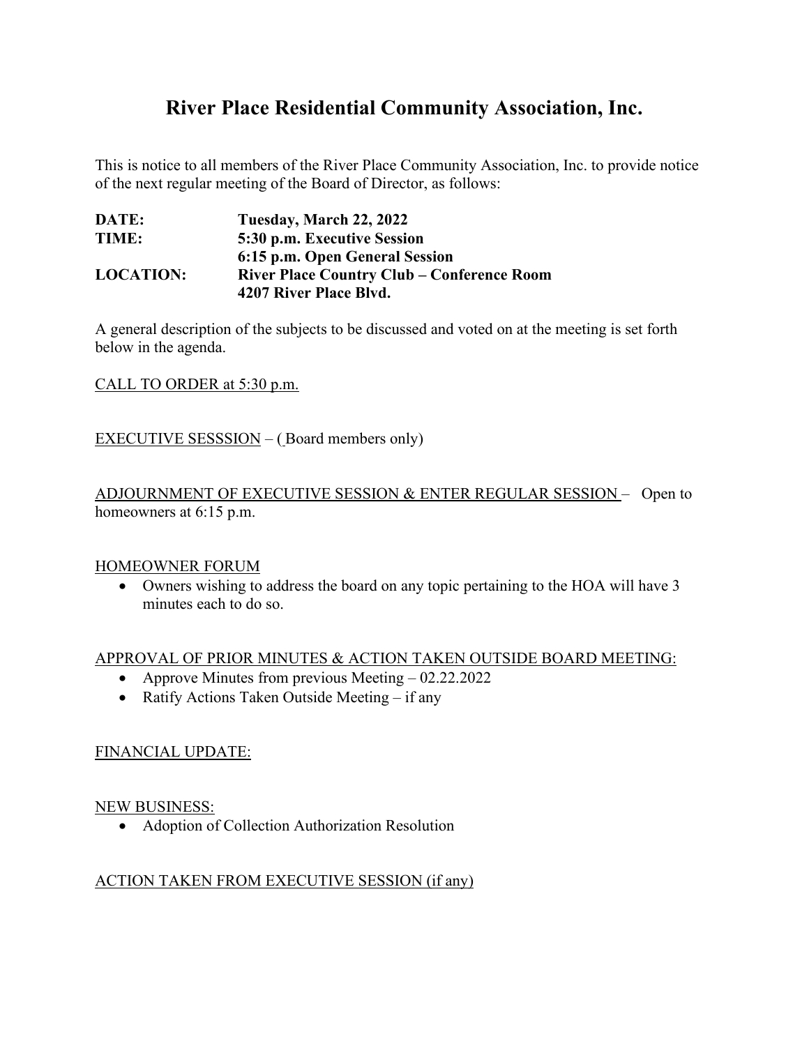# River Place Residential Community Association, Inc.

This is notice to all members of the River Place Community Association, Inc. to provide notice of the next regular meeting of the Board of Director, as follows:

| | |
|---|---|
| **DATE:** | **Tuesday, March 22, 2022** |
| **TIME:** | **5:30 p.m. Executive Session** |
| | **6:15 p.m. Open General Session** |
| **LOCATION:** | **River Place Country Club – Conference Room** |
| | **4207 River Place Blvd.** |

A general description of the subjects to be discussed and voted on at the meeting is set forth below in the agenda.

<u>CALL TO ORDER at 5:30 p.m.</u>

<u>EXECUTIVE SESSSION</u> – ( Board members only)

<u>ADJOURNMENT OF EXECUTIVE SESSION & ENTER REGULAR SESSION</u> – Open to homeowners at 6:15 p.m.

<u>HOMEOWNER FORUM</u>

- Owners wishing to address the board on any topic pertaining to the HOA will have 3 minutes each to do so.

<u>APPROVAL OF PRIOR MINUTES & ACTION TAKEN OUTSIDE BOARD MEETING:</u>

- Approve Minutes from previous Meeting – 02.22.2022
- Ratify Actions Taken Outside Meeting – if any

<u>FINANCIAL UPDATE:</u>

<u>NEW BUSINESS:</u>

- Adoption of Collection Authorization Resolution

<u>ACTION TAKEN FROM EXECUTIVE SESSION (if any)</u>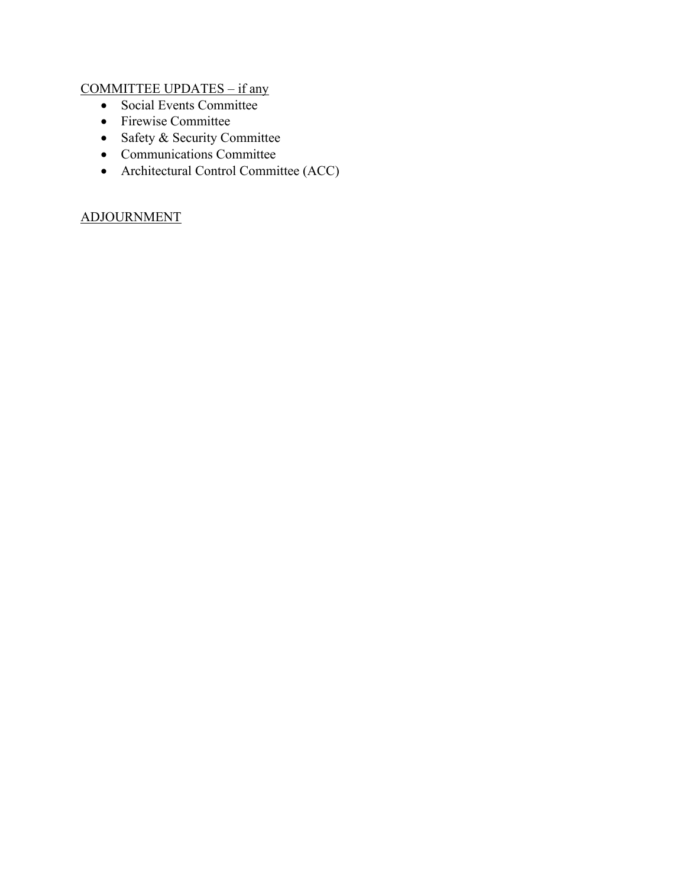COMMITTEE UPDATES – if any

- Social Events Committee
- Firewise Committee
- Safety & Security Committee
- Communications Committee
- Architectural Control Committee (ACC)

ADJOURNMENT